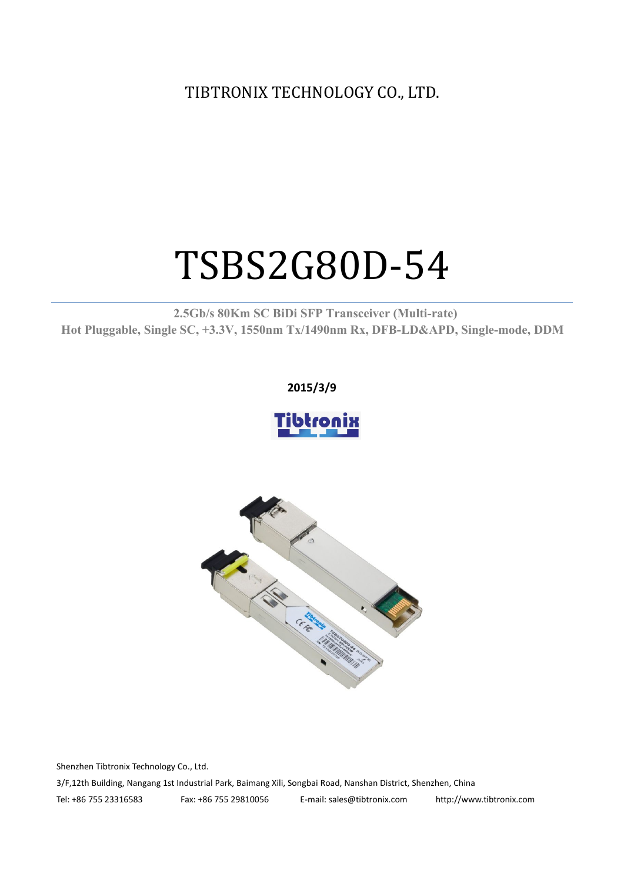TIBTRONIX TECHNOLOGY CO., LTD.

# TSBS2G80D-54

**2.5Gb/s 80Km SC BiDi SFP Transceiver (Multi-rate)**
**Hot Pluggable, Single SC, +3.3V, 1550nm Tx/1490nm Rx, DFB-LD&APD, Single-mode, DDM**

**2015/3/9**

Shenzhen Tibtronix Technology Co., Ltd.

3/F,12th Building, Nangang 1st Industrial Park, Baimang Xili, Songbai Road, Nanshan District, Shenzhen, China

Tel: +86 755 23316583 Fax: +86 755 29810056 E-mail: sales@tibtronix.com http://www.tibtronix.com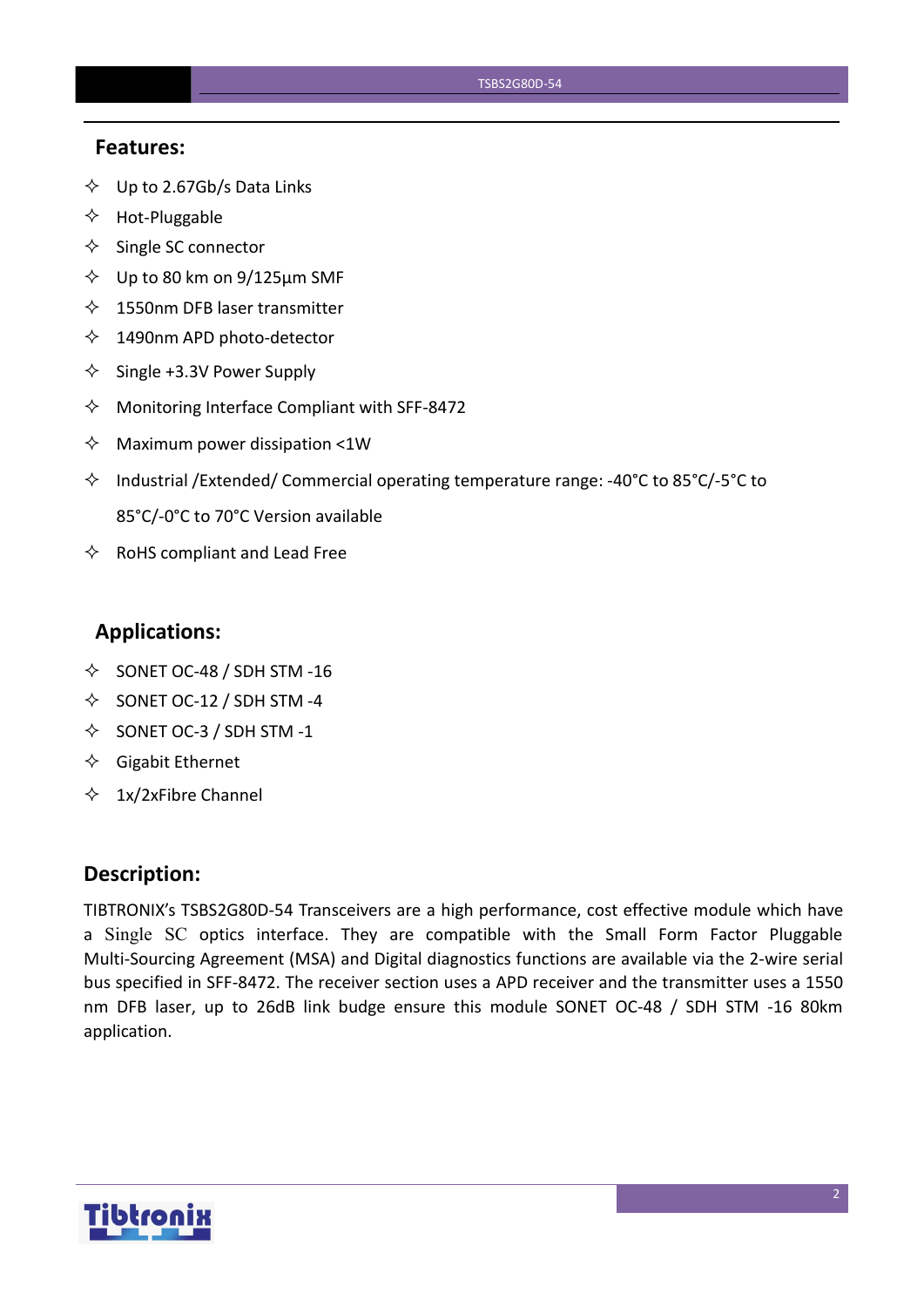## Features:

- Up to 2.67Gb/s Data Links
- Hot-Pluggable
- Single SC connector
- Up to 80 km on 9/125µm SMF
- 1550nm DFB laser transmitter
- 1490nm APD photo-detector
- Single +3.3V Power Supply
- Monitoring Interface Compliant with SFF-8472
- Maximum power dissipation <1W
- Industrial /Extended/ Commercial operating temperature range: -40°C to 85°C/-5°C to 85°C/-0°C to 70°C Version available
- RoHS compliant and Lead Free

## Applications:

- SONET OC-48 / SDH STM -16
- SONET OC-12 / SDH STM -4
- SONET OC-3 / SDH STM -1
- Gigabit Ethernet
- 1x/2xFibre Channel

## Description:

TIBTRONIX's TSBS2G80D-54 Transceivers are a high performance, cost effective module which have a Single SC optics interface. They are compatible with the Small Form Factor Pluggable Multi-Sourcing Agreement (MSA) and Digital diagnostics functions are available via the 2-wire serial bus specified in SFF-8472. The receiver section uses a APD receiver and the transmitter uses a 1550 nm DFB laser, up to 26dB link budge ensure this module SONET OC-48 / SDH STM -16 80km application.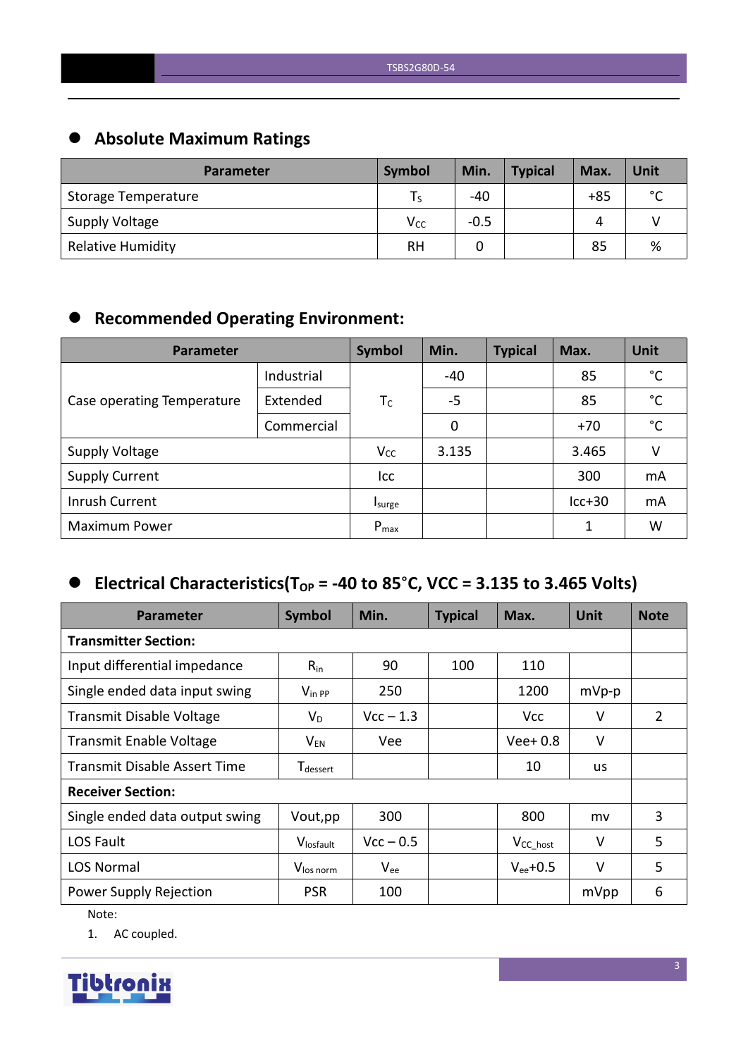## Absolute Maximum Ratings

| Parameter | Symbol | Min. | Typical | Max. | Unit |
|---|---|---|---|---|---|
| Storage Temperature | $T_S$ | -40 | | +85 | °C |
| Supply Voltage | $V_{CC}$ | -0.5 | | 4 | V |
| Relative Humidity | RH | 0 | | 85 | % |

## Recommended Operating Environment:

| Parameter | | Symbol | Min. | Typical | Max. | Unit |
|---|---|---|---|---|---|---|
| Case operating Temperature | Industrial | $T_C$ | -40 | | 85 | °C |
| | Extended | | -5 | | 85 | °C |
| | Commercial | | 0 | | +70 | °C |
| Supply Voltage | | $V_{CC}$ | 3.135 | | 3.465 | V |
| Supply Current | | Icc | | | 300 | mA |
| Inrush Current | | $I_{surge}$ | | | Icc+30 | mA |
| Maximum Power | | $P_{max}$ | | | 1 | W |

## Electrical Characteristics($T_{OP}$ = -40 to 85°C, VCC = 3.135 to 3.465 Volts)

| Parameter | Symbol | Min. | Typical | Max. | Unit | Note |
|---|---|---|---|---|---|---|
| **Transmitter Section:** | | | | | | |
| Input differential impedance | $R_{in}$ | 90 | 100 | 110 | | |
| Single ended data input swing | $V_{in\ PP}$ | 250 | | 1200 | mVp-p | |
| Transmit Disable Voltage | $V_D$ | Vcc – 1.3 | | Vcc | V | 2 |
| Transmit Enable Voltage | $V_{EN}$ | Vee | | Vee+ 0.8 | V | |
| Transmit Disable Assert Time | $T_{dessert}$ | | | 10 | us | |
| **Receiver Section:** | | | | | | |
| Single ended data output swing | Vout,pp | 300 | | 800 | mv | 3 |
| LOS Fault | $V_{losfault}$ | Vcc – 0.5 | | $V_{CC\_host}$ | V | 5 |
| LOS Normal | $V_{los\ norm}$ | $V_{ee}$ | | $V_{ee}$+0.5 | V | 5 |
| Power Supply Rejection | PSR | 100 | | | mVpp | 6 |

Note:

1. AC coupled.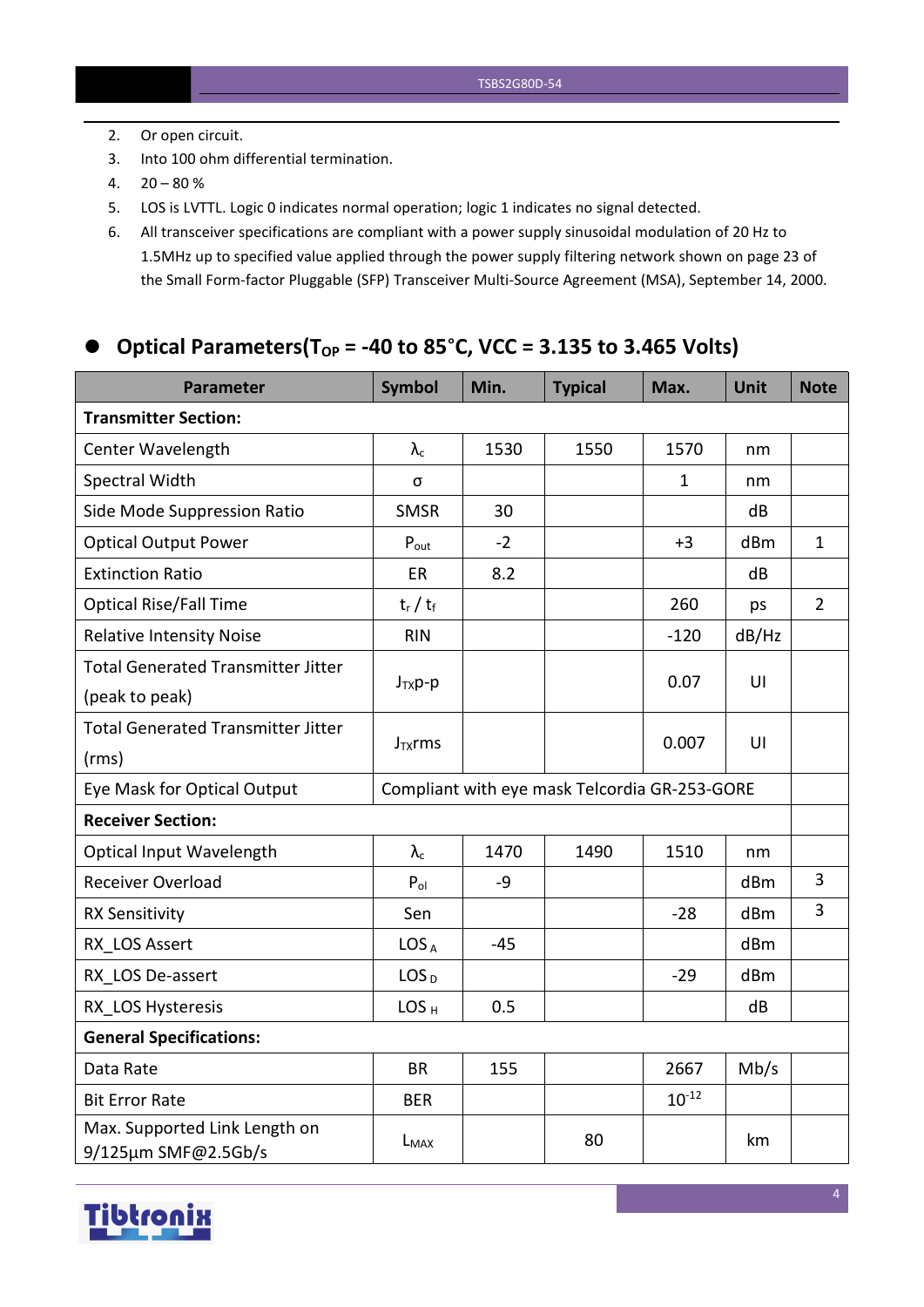2. Or open circuit.
3. Into 100 ohm differential termination.
4. 20 – 80 %
5. LOS is LVTTL. Logic 0 indicates normal operation; logic 1 indicates no signal detected.
6. All transceiver specifications are compliant with a power supply sinusoidal modulation of 20 Hz to 1.5MHz up to specified value applied through the power supply filtering network shown on page 23 of the Small Form-factor Pluggable (SFP) Transceiver Multi-Source Agreement (MSA), September 14, 2000.

## Optical Parameters($T_{OP}$ = -40 to 85°C, VCC = 3.135 to 3.465 Volts)

| Parameter | Symbol | Min. | Typical | Max. | Unit | Note |
|---|---|---|---|---|---|---|
| **Transmitter Section:** | | | | | | |
| Center Wavelength | $\lambda_c$ | 1530 | 1550 | 1570 | nm | |
| Spectral Width | σ | | | 1 | nm | |
| Side Mode Suppression Ratio | SMSR | 30 | | | dB | |
| Optical Output Power | $P_{out}$ | -2 | | +3 | dBm | 1 |
| Extinction Ratio | ER | 8.2 | | | dB | |
| Optical Rise/Fall Time | $t_r$ / $t_f$ | | | 260 | ps | 2 |
| Relative Intensity Noise | RIN | | | -120 | dB/Hz | |
| Total Generated Transmitter Jitter (peak to peak) | $J_{TX}$p-p | | | 0.07 | UI | |
| Total Generated Transmitter Jitter (rms) | $J_{TX}$rms | | | 0.007 | UI | |
| Eye Mask for Optical Output | Compliant with eye mask Telcordia GR-253-GORE | | | | | |
| **Receiver Section:** | | | | | | |
| Optical Input Wavelength | $\lambda_c$ | 1470 | 1490 | 1510 | nm | |
| Receiver Overload | $P_{ol}$ | -9 | | | dBm | 3 |
| RX Sensitivity | Sen | | | -28 | dBm | 3 |
| RX_LOS Assert | $LOS_A$ | -45 | | | dBm | |
| RX_LOS De-assert | $LOS_D$ | | | -29 | dBm | |
| RX_LOS Hysteresis | $LOS_H$ | 0.5 | | | dB | |
| **General Specifications:** | | | | | | |
| Data Rate | BR | 155 | | 2667 | Mb/s | |
| Bit Error Rate | BER | | | $10^{-12}$ | | |
| Max. Supported Link Length on 9/125µm SMF@2.5Gb/s | $L_{MAX}$ | | 80 | | km | |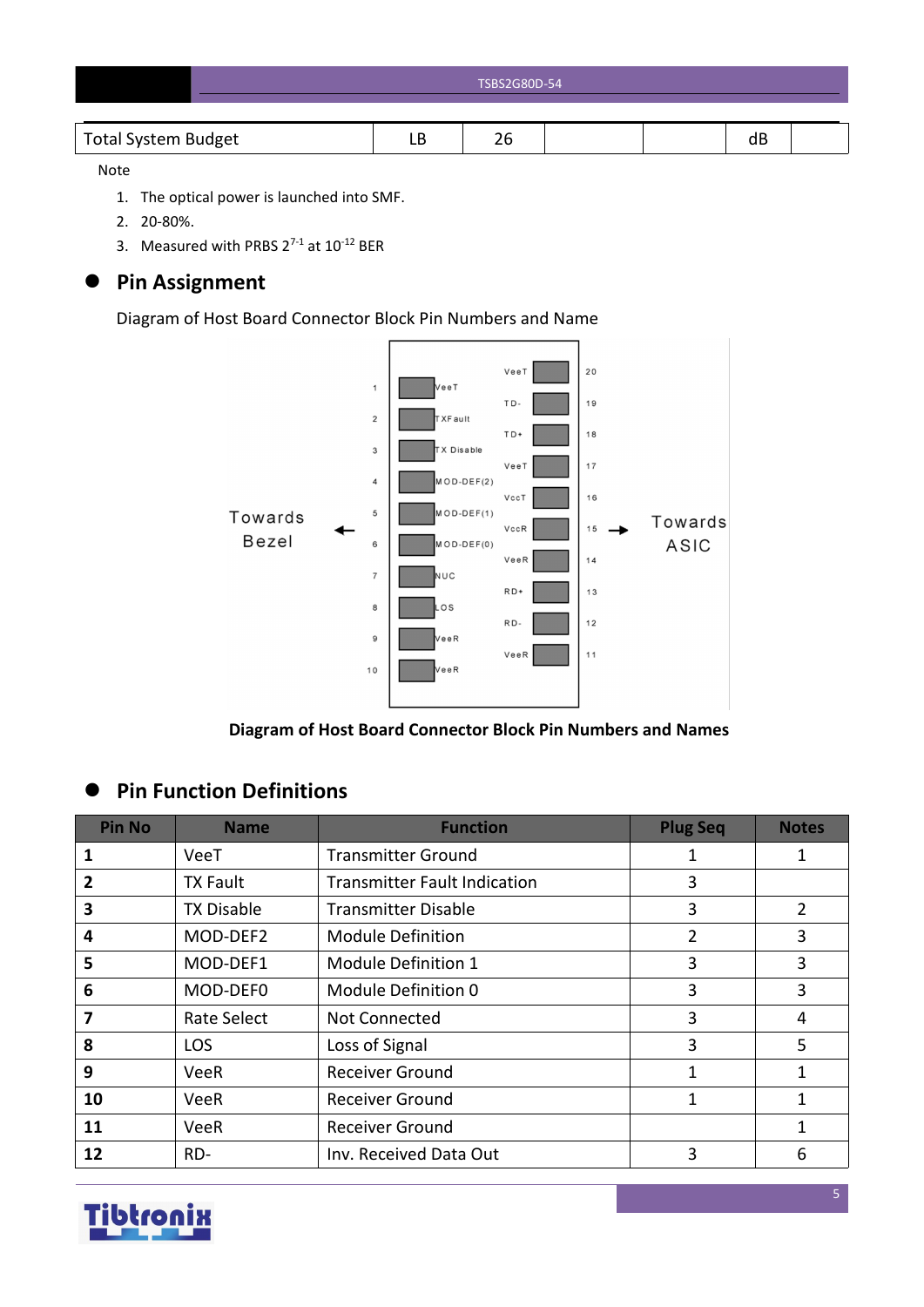| Total System Budget | LB | 26 | | | dB | |
|---|---|---|---|---|---|---|

Note

1. The optical power is launched into SMF.
2. 20-80%.
3. Measured with PRBS $2^{7-1}$ at $10^{-12}$ BER

## Pin Assignment

Diagram of Host Board Connector Block Pin Numbers and Name

Diagram of Host Board Connector Block Pin Numbers and Names

## Pin Function Definitions

| Pin No | Name | Function | Plug Seq | Notes |
|---|---|---|---|---|
| **1** | VeeT | Transmitter Ground | 1 | 1 |
| **2** | TX Fault | Transmitter Fault Indication | 3 | |
| **3** | TX Disable | Transmitter Disable | 3 | 2 |
| **4** | MOD-DEF2 | Module Definition | 2 | 3 |
| **5** | MOD-DEF1 | Module Definition 1 | 3 | 3 |
| **6** | MOD-DEF0 | Module Definition 0 | 3 | 3 |
| **7** | Rate Select | Not Connected | 3 | 4 |
| **8** | LOS | Loss of Signal | 3 | 5 |
| **9** | VeeR | Receiver Ground | 1 | 1 |
| **10** | VeeR | Receiver Ground | 1 | 1 |
| **11** | VeeR | Receiver Ground | | 1 |
| **12** | RD- | Inv. Received Data Out | 3 | 6 |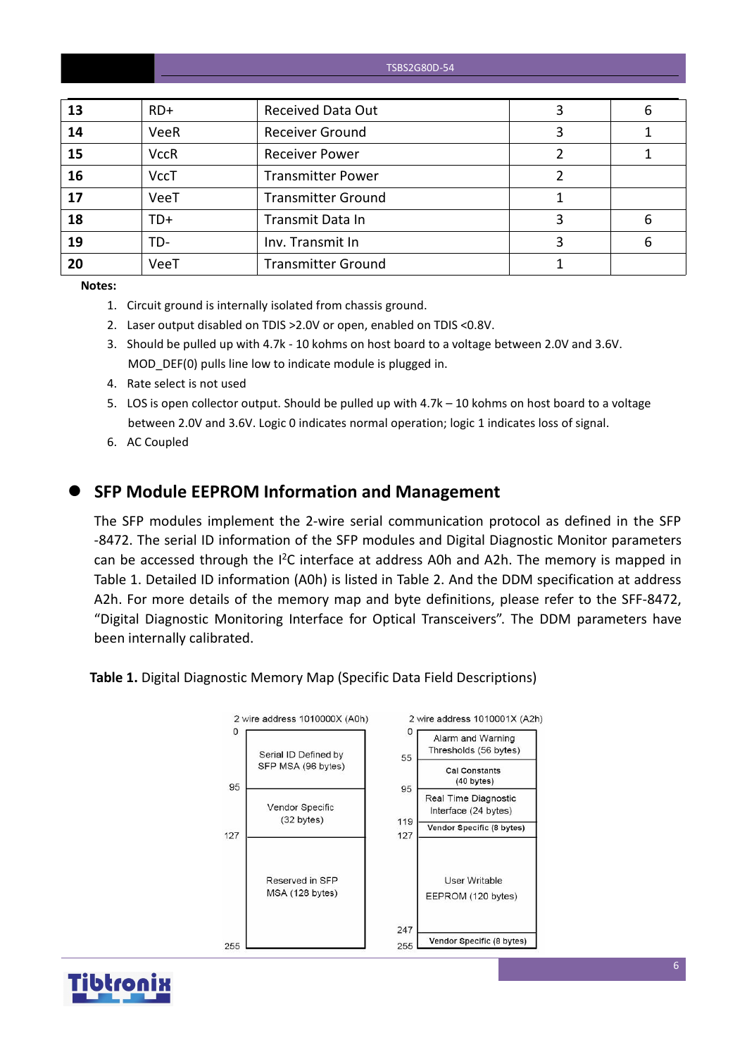| 13 | RD+ | Received Data Out | 3 | 6 |
|---|---|---|---|---|
| 14 | VeeR | Receiver Ground | 3 | 1 |
| 15 | VccR | Receiver Power | 2 | 1 |
| 16 | VccT | Transmitter Power | 2 | |
| 17 | VeeT | Transmitter Ground | 1 | |
| 18 | TD+ | Transmit Data In | 3 | 6 |
| 19 | TD- | Inv. Transmit In | 3 | 6 |
| 20 | VeeT | Transmitter Ground | 1 | |

**Notes:**

1. Circuit ground is internally isolated from chassis ground.
2. Laser output disabled on TDIS >2.0V or open, enabled on TDIS <0.8V.
3. Should be pulled up with 4.7k - 10 kohms on host board to a voltage between 2.0V and 3.6V. MOD_DEF(0) pulls line low to indicate module is plugged in.
4. Rate select is not used
5. LOS is open collector output. Should be pulled up with 4.7k – 10 kohms on host board to a voltage between 2.0V and 3.6V. Logic 0 indicates normal operation; logic 1 indicates loss of signal.
6. AC Coupled

## SFP Module EEPROM Information and Management

The SFP modules implement the 2-wire serial communication protocol as defined in the SFP -8472. The serial ID information of the SFP modules and Digital Diagnostic Monitor parameters can be accessed through the I²C interface at address A0h and A2h. The memory is mapped in Table 1. Detailed ID information (A0h) is listed in Table 2. And the DDM specification at address A2h. For more details of the memory map and byte definitions, please refer to the SFF-8472, "Digital Diagnostic Monitoring Interface for Optical Transceivers". The DDM parameters have been internally calibrated.

**Table 1.** Digital Diagnostic Memory Map (Specific Data Field Descriptions)

| 2 wire address 1010000X (A0h) | | 2 wire address 1010001X (A2h) | |
|---|---|---|---|
| 0–95 | Serial ID Defined by SFP MSA (96 bytes) | 0–55 | Alarm and Warning Thresholds (56 bytes) |
| 95–127 | Vendor Specific (32 bytes) | 55–95 | Cal Constants (40 bytes) |
| 127–255 | Reserved in SFP MSA (128 bytes) | 95–119 | Real Time Diagnostic Interface (24 bytes) |
| | | 119–127 | Vendor Specific (8 bytes) |
| | | 127–247 | User Writable EEPROM (120 bytes) |
| | | 247–255 | Vendor Specific (8 bytes) |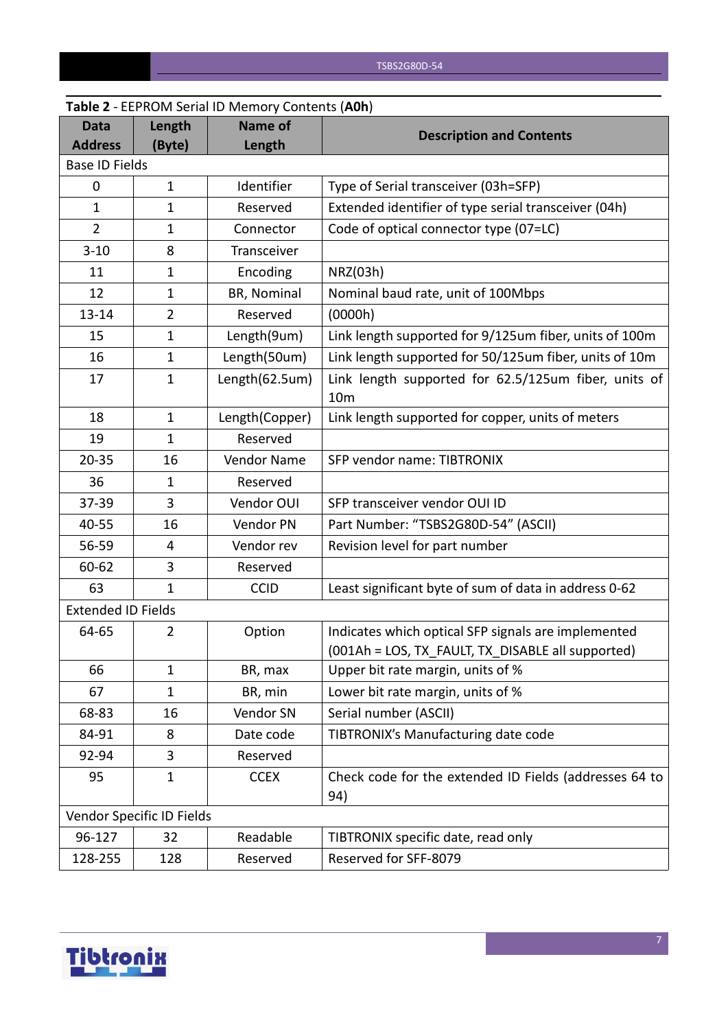**Table 2** - EEPROM Serial ID Memory Contents (**A0h**)

| Data Address | Length (Byte) | Name of Length | Description and Contents |
|---|---|---|---|
| Base ID Fields | | | |
| 0 | 1 | Identifier | Type of Serial transceiver (03h=SFP) |
| 1 | 1 | Reserved | Extended identifier of type serial transceiver (04h) |
| 2 | 1 | Connector | Code of optical connector type (07=LC) |
| 3-10 | 8 | Transceiver | |
| 11 | 1 | Encoding | NRZ(03h) |
| 12 | 1 | BR, Nominal | Nominal baud rate, unit of 100Mbps |
| 13-14 | 2 | Reserved | (0000h) |
| 15 | 1 | Length(9um) | Link length supported for 9/125um fiber, units of 100m |
| 16 | 1 | Length(50um) | Link length supported for 50/125um fiber, units of 10m |
| 17 | 1 | Length(62.5um) | Link length supported for 62.5/125um fiber, units of 10m |
| 18 | 1 | Length(Copper) | Link length supported for copper, units of meters |
| 19 | 1 | Reserved | |
| 20-35 | 16 | Vendor Name | SFP vendor name: TIBTRONIX |
| 36 | 1 | Reserved | |
| 37-39 | 3 | Vendor OUI | SFP transceiver vendor OUI ID |
| 40-55 | 16 | Vendor PN | Part Number: "TSBS2G80D-54" (ASCII) |
| 56-59 | 4 | Vendor rev | Revision level for part number |
| 60-62 | 3 | Reserved | |
| 63 | 1 | CCID | Least significant byte of sum of data in address 0-62 |
| Extended ID Fields | | | |
| 64-65 | 2 | Option | Indicates which optical SFP signals are implemented (001Ah = LOS, TX_FAULT, TX_DISABLE all supported) |
| 66 | 1 | BR, max | Upper bit rate margin, units of % |
| 67 | 1 | BR, min | Lower bit rate margin, units of % |
| 68-83 | 16 | Vendor SN | Serial number (ASCII) |
| 84-91 | 8 | Date code | TIBTRONIX's Manufacturing date code |
| 92-94 | 3 | Reserved | |
| 95 | 1 | CCEX | Check code for the extended ID Fields (addresses 64 to 94) |
| Vendor Specific ID Fields | | | |
| 96-127 | 32 | Readable | TIBTRONIX specific date, read only |
| 128-255 | 128 | Reserved | Reserved for SFF-8079 |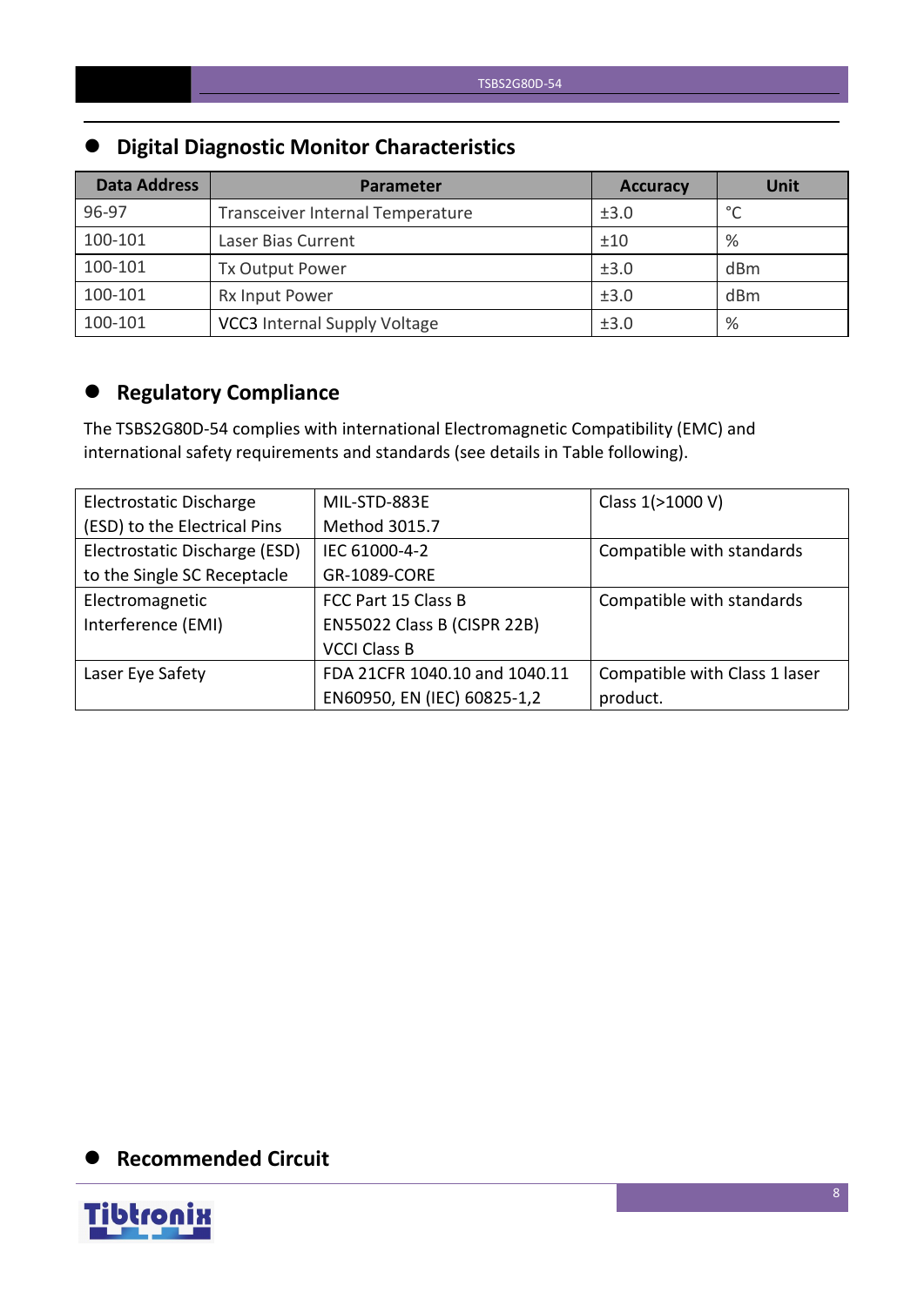## Digital Diagnostic Monitor Characteristics

| Data Address | Parameter | Accuracy | Unit |
|---|---|---|---|
| 96-97 | Transceiver Internal Temperature | ±3.0 | °C |
| 100-101 | Laser Bias Current | ±10 | % |
| 100-101 | Tx Output Power | ±3.0 | dBm |
| 100-101 | Rx Input Power | ±3.0 | dBm |
| 100-101 | VCC3 Internal Supply Voltage | ±3.0 | % |

## Regulatory Compliance

The TSBS2G80D-54 complies with international Electromagnetic Compatibility (EMC) and international safety requirements and standards (see details in Table following).

| | | |
|---|---|---|
| Electrostatic Discharge (ESD) to the Electrical Pins | MIL-STD-883E Method 3015.7 | Class 1(>1000 V) |
| Electrostatic Discharge (ESD) to the Single SC Receptacle | IEC 61000-4-2 GR-1089-CORE | Compatible with standards |
| Electromagnetic Interference (EMI) | FCC Part 15 Class B EN55022 Class B (CISPR 22B) VCCI Class B | Compatible with standards |
| Laser Eye Safety | FDA 21CFR 1040.10 and 1040.11 EN60950, EN (IEC) 60825-1,2 | Compatible with Class 1 laser product. |

## Recommended Circuit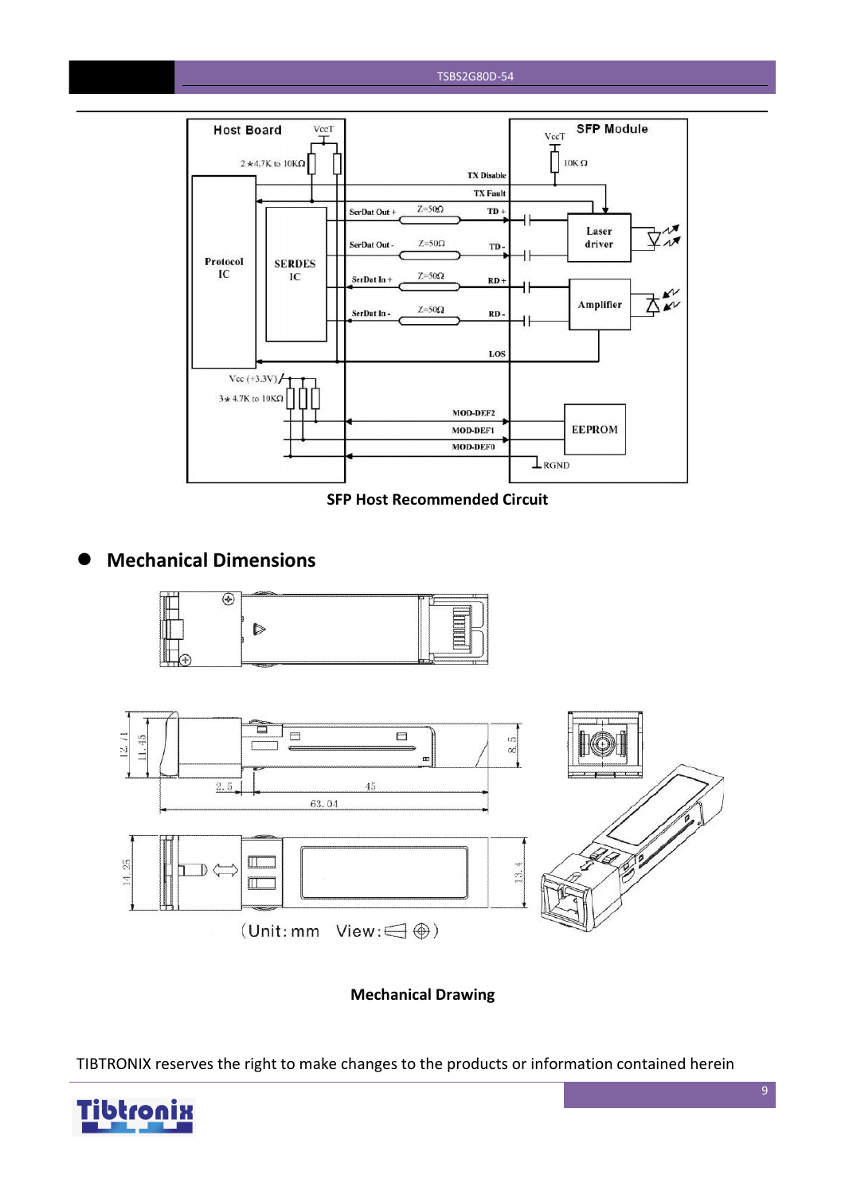SFP Host Recommended Circuit

- **Mechanical Dimensions**

(Unit: mm View: )

**Mechanical Drawing**

TIBTRONIX reserves the right to make changes to the products or information contained herein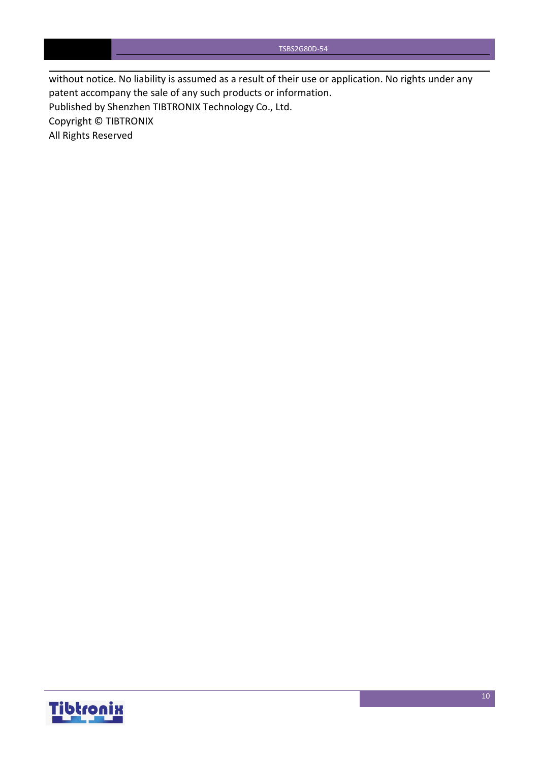without notice. No liability is assumed as a result of their use or application. No rights under any patent accompany the sale of any such products or information.

Published by Shenzhen TIBTRONIX Technology Co., Ltd.

Copyright © TIBTRONIX

All Rights Reserved